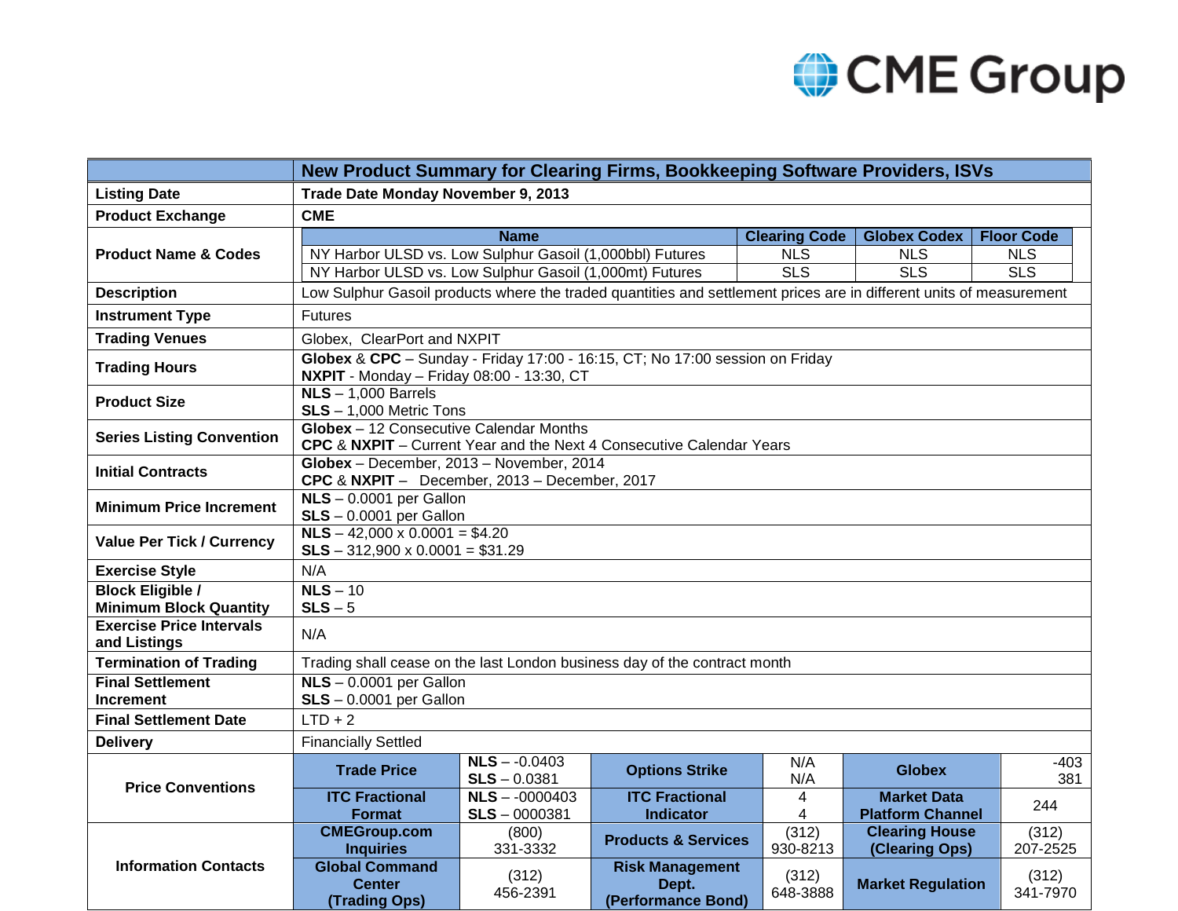CME Group

| | New Product Summary for Clearing Firms, Bookkeeping Software Providers, ISVs | | | | | |
|---|---|---|---|---|---|---|
| **Listing Date** | **Trade Date Monday November 9, 2013** | | | | | |
| **Product Exchange** | **CME** | | | | | |
| **Product Name & Codes** | **Name** | | **Clearing Code** | | **Globex Codex** | **Floor Code** |
| | NY Harbor ULSD vs. Low Sulphur Gasoil (1,000bbl) Futures | | NLS | | NLS | NLS |
| | NY Harbor ULSD vs. Low Sulphur Gasoil (1,000mt) Futures | | SLS | | SLS | SLS |
| **Description** | Low Sulphur Gasoil products where the traded quantities and settlement prices are in different units of measurement | | | | | |
| **Instrument Type** | Futures | | | | | |
| **Trading Venues** | Globex, ClearPort and NXPIT | | | | | |
| **Trading Hours** | **Globex** & **CPC** – Sunday - Friday 17:00 - 16:15, CT; No 17:00 session on Friday<br>**NXPIT** - Monday – Friday 08:00 - 13:30, CT | | | | | |
| **Product Size** | **NLS** – 1,000 Barrels<br>**SLS** – 1,000 Metric Tons | | | | | |
| **Series Listing Convention** | **Globex** – 12 Consecutive Calendar Months<br>**CPC** & **NXPIT** – Current Year and the Next 4 Consecutive Calendar Years | | | | | |
| **Initial Contracts** | **Globex** – December, 2013 – November, 2014<br>**CPC** & **NXPIT** – December, 2013 – December, 2017 | | | | | |
| **Minimum Price Increment** | **NLS** – 0.0001 per Gallon<br>**SLS** – 0.0001 per Gallon | | | | | |
| **Value Per Tick / Currency** | **NLS** – 42,000 x 0.0001 = $4.20<br>**SLS** – 312,900 x 0.0001 = $31.29 | | | | | |
| **Exercise Style** | N/A | | | | | |
| **Block Eligible / Minimum Block Quantity** | **NLS** – 10<br>**SLS** – 5 | | | | | |
| **Exercise Price Intervals and Listings** | N/A | | | | | |
| **Termination of Trading** | Trading shall cease on the last London business day of the contract month | | | | | |
| **Final Settlement Increment** | **NLS** – 0.0001 per Gallon<br>**SLS** – 0.0001 per Gallon | | | | | |
| **Final Settlement Date** | LTD + 2 | | | | | |
| **Delivery** | Financially Settled | | | | | |
| **Price Conventions** | **Trade Price** | **NLS** – -0.0403<br>**SLS** – 0.0381 | **Options Strike** | N/A<br>N/A | **Globex** | -403<br>381 |
| | **ITC Fractional Format** | **NLS** – -0000403<br>**SLS** – 0000381 | **ITC Fractional Indicator** | 4<br>4 | **Market Data Platform Channel** | 244 |
| **Information Contacts** | **CMEGroup.com Inquiries** | (800) 331-3332 | **Products & Services** | (312) 930-8213 | **Clearing House (Clearing Ops)** | (312) 207-2525 |
| | **Global Command Center (Trading Ops)** | (312) 456-2391 | **Risk Management Dept. (Performance Bond)** | (312) 648-3888 | **Market Regulation** | (312) 341-7970 |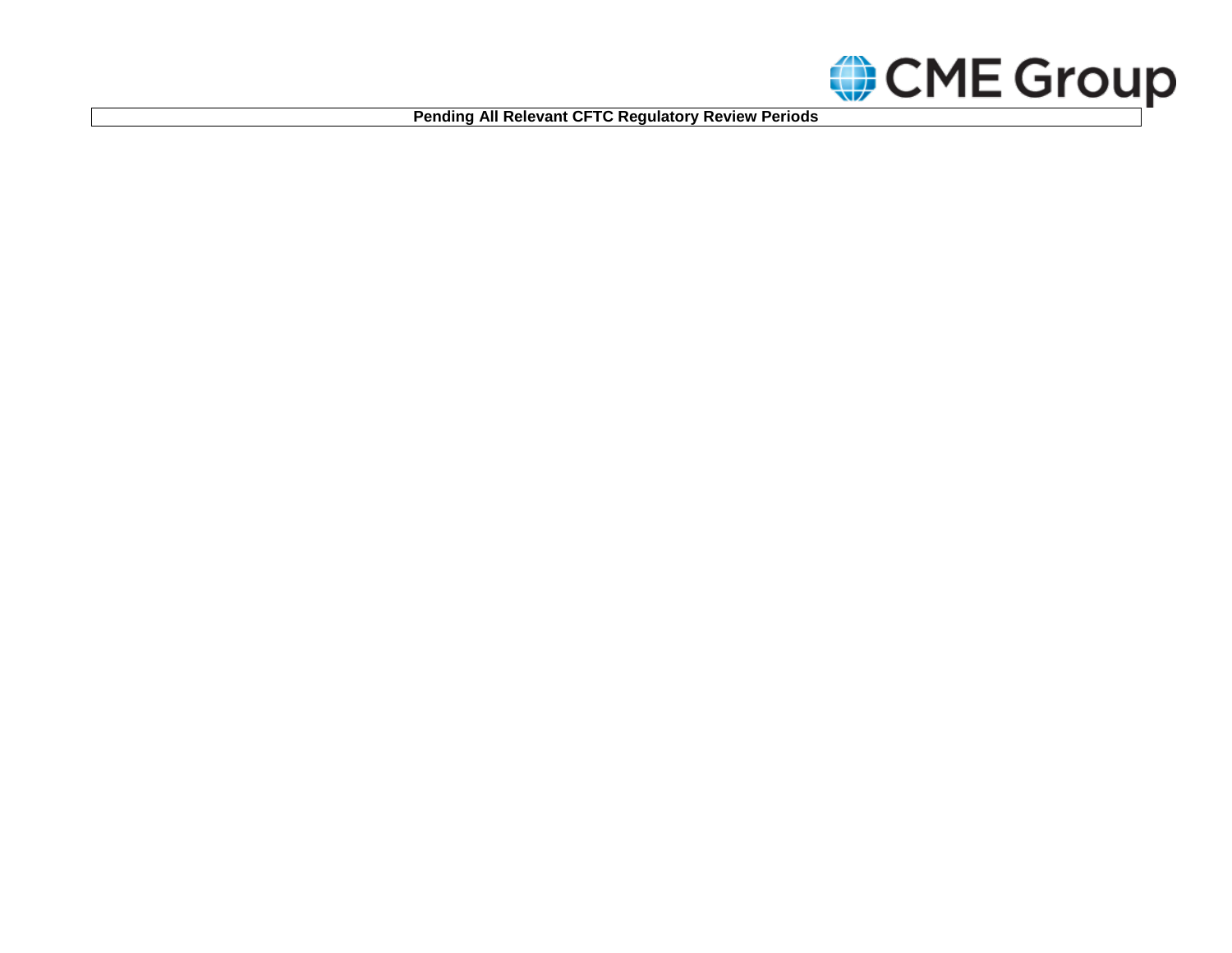**Pending All Relevant CFTC Regulatory Review Periods**